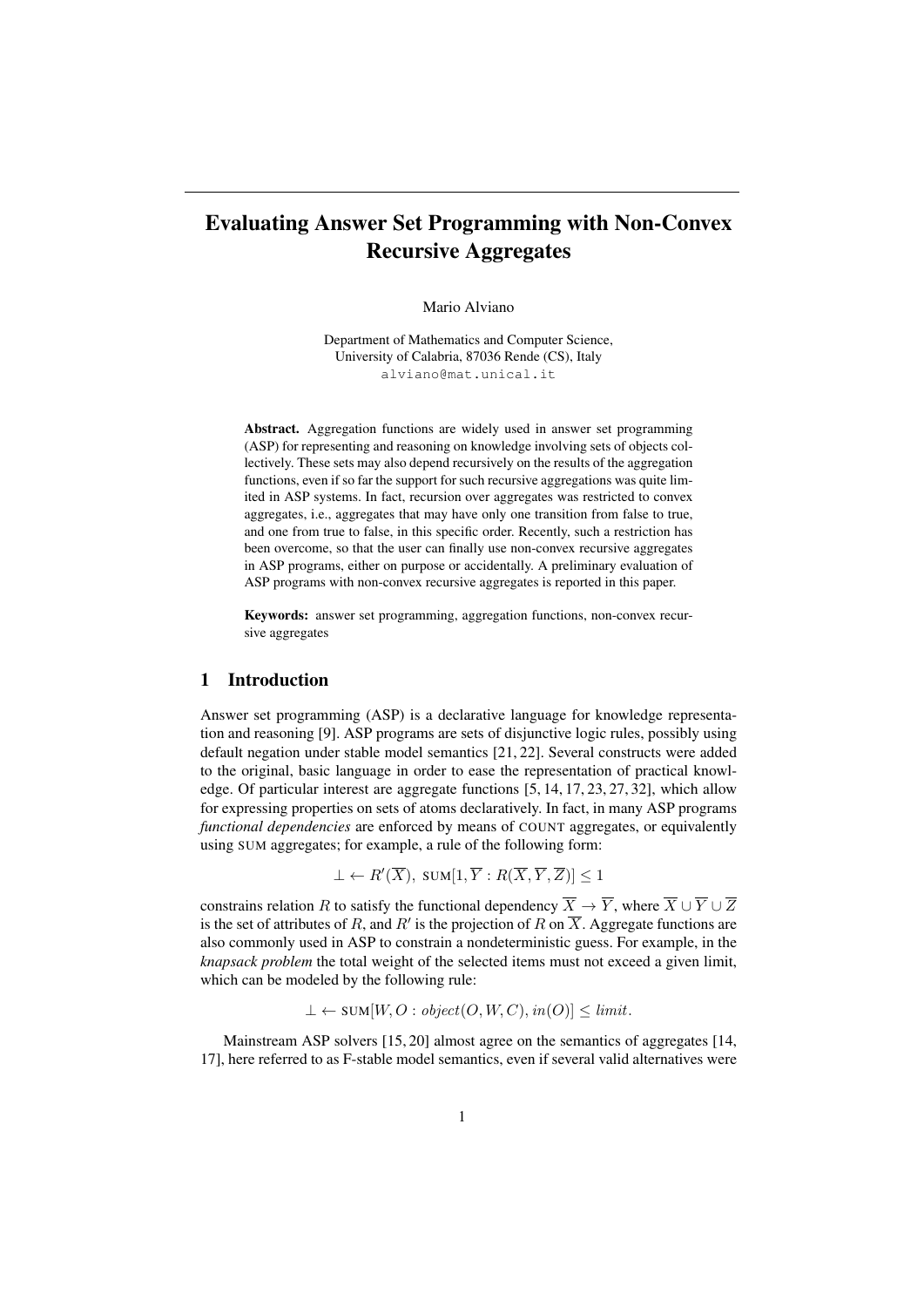# Evaluating Answer Set Programming with Non-Convex Recursive Aggregates

Mario Alviano

Department of Mathematics and Computer Science,
University of Calabria, 87036 Rende (CS), Italy
alviano@mat.unical.it

**Abstract.** Aggregation functions are widely used in answer set programming (ASP) for representing and reasoning on knowledge involving sets of objects collectively. These sets may also depend recursively on the results of the aggregation functions, even if so far the support for such recursive aggregations was quite limited in ASP systems. In fact, recursion over aggregates was restricted to convex aggregates, i.e., aggregates that may have only one transition from false to true, and one from true to false, in this specific order. Recently, such a restriction has been overcome, so that the user can finally use non-convex recursive aggregates in ASP programs, either on purpose or accidentally. A preliminary evaluation of ASP programs with non-convex recursive aggregates is reported in this paper.

**Keywords:** answer set programming, aggregation functions, non-convex recursive aggregates

## 1 Introduction

Answer set programming (ASP) is a declarative language for knowledge representation and reasoning [9]. ASP programs are sets of disjunctive logic rules, possibly using default negation under stable model semantics [21, 22]. Several constructs were added to the original, basic language in order to ease the representation of practical knowledge. Of particular interest are aggregate functions [5, 14, 17, 23, 27, 32], which allow for expressing properties on sets of atoms declaratively. In fact, in many ASP programs *functional dependencies* are enforced by means of COUNT aggregates, or equivalently using SUM aggregates; for example, a rule of the following form:

$$\bot \leftarrow R'(\overline{X}),\ \textsc{sum}[1, \overline{Y} : R(\overline{X}, \overline{Y}, \overline{Z})] \leq 1$$

constrains relation $R$ to satisfy the functional dependency $\overline{X} \rightarrow \overline{Y}$, where $\overline{X} \cup \overline{Y} \cup \overline{Z}$ is the set of attributes of $R$, and $R'$ is the projection of $R$ on $\overline{X}$. Aggregate functions are also commonly used in ASP to constrain a nondeterministic guess. For example, in the *knapsack problem* the total weight of the selected items must not exceed a given limit, which can be modeled by the following rule:

$$\bot \leftarrow \textsc{sum}[W, O : \mathit{object}(O, W, C), \mathit{in}(O)] \leq \mathit{limit}.$$

Mainstream ASP solvers [15, 20] almost agree on the semantics of aggregates [14, 17], here referred to as F-stable model semantics, even if several valid alternatives were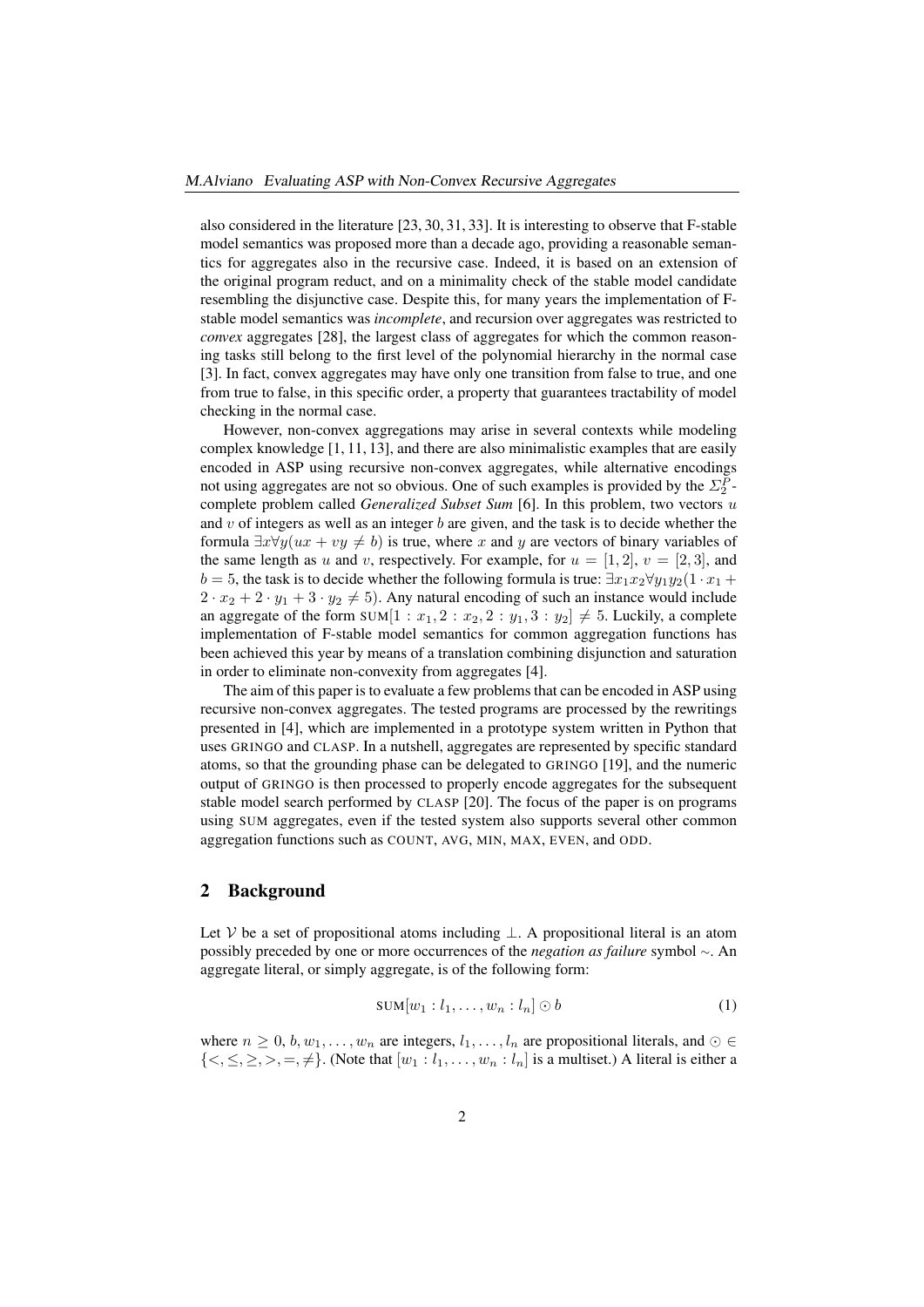also considered in the literature [23, 30, 31, 33]. It is interesting to observe that F-stable model semantics was proposed more than a decade ago, providing a reasonable semantics for aggregates also in the recursive case. Indeed, it is based on an extension of the original program reduct, and on a minimality check of the stable model candidate resembling the disjunctive case. Despite this, for many years the implementation of F-stable model semantics was *incomplete*, and recursion over aggregates was restricted to *convex* aggregates [28], the largest class of aggregates for which the common reasoning tasks still belong to the first level of the polynomial hierarchy in the normal case [3]. In fact, convex aggregates may have only one transition from false to true, and one from true to false, in this specific order, a property that guarantees tractability of model checking in the normal case.

However, non-convex aggregations may arise in several contexts while modeling complex knowledge [1, 11, 13], and there are also minimalistic examples that are easily encoded in ASP using recursive non-convex aggregates, while alternative encodings not using aggregates are not so obvious. One of such examples is provided by the $\Sigma_2^P$-complete problem called *Generalized Subset Sum* [6]. In this problem, two vectors $u$ and $v$ of integers as well as an integer $b$ are given, and the task is to decide whether the formula $\exists x \forall y (ux + vy \neq b)$ is true, where $x$ and $y$ are vectors of binary variables of the same length as $u$ and $v$, respectively. For example, for $u = [1, 2]$, $v = [2, 3]$, and $b = 5$, the task is to decide whether the following formula is true: $\exists x_1 x_2 \forall y_1 y_2 (1 \cdot x_1 + 2 \cdot x_2 + 2 \cdot y_1 + 3 \cdot y_2 \neq 5)$. Any natural encoding of such an instance would include an aggregate of the form $\text{SUM}[1 : x_1, 2 : x_2, 2 : y_1, 3 : y_2] \neq 5$. Luckily, a complete implementation of F-stable model semantics for common aggregation functions has been achieved this year by means of a translation combining disjunction and saturation in order to eliminate non-convexity from aggregates [4].

The aim of this paper is to evaluate a few problems that can be encoded in ASP using recursive non-convex aggregates. The tested programs are processed by the rewritings presented in [4], which are implemented in a prototype system written in Python that uses GRINGO and CLASP. In a nutshell, aggregates are represented by specific standard atoms, so that the grounding phase can be delegated to GRINGO [19], and the numeric output of GRINGO is then processed to properly encode aggregates for the subsequent stable model search performed by CLASP [20]. The focus of the paper is on programs using SUM aggregates, even if the tested system also supports several other common aggregation functions such as COUNT, AVG, MIN, MAX, EVEN, and ODD.

## 2 Background

Let $\mathcal{V}$ be a set of propositional atoms including $\perp$. A propositional literal is an atom possibly preceded by one or more occurrences of the *negation as failure* symbol $\sim$. An aggregate literal, or simply aggregate, is of the following form:

$$\text{SUM}[w_1 : l_1, \ldots, w_n : l_n] \odot b \tag{1}$$

where $n \geq 0$, $b, w_1, \ldots, w_n$ are integers, $l_1, \ldots, l_n$ are propositional literals, and $\odot \in \{<, \leq, \geq, >, =, \neq\}$. (Note that $[w_1 : l_1, \ldots, w_n : l_n]$ is a multiset.) A literal is either a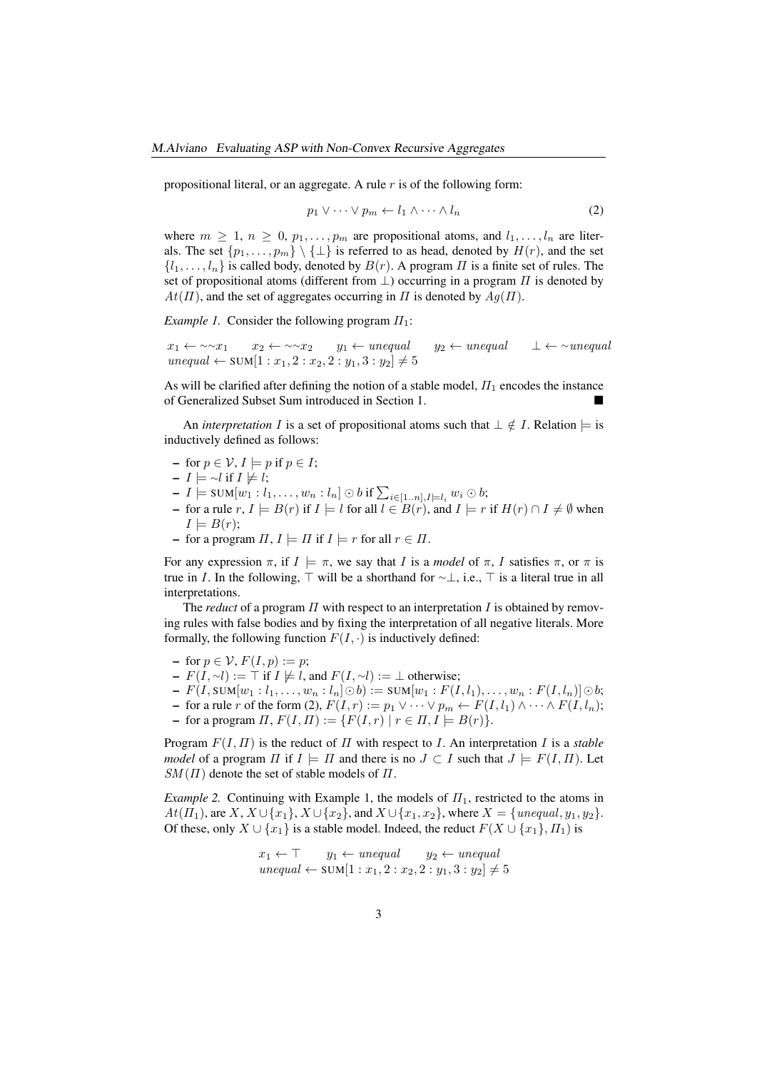propositional literal, or an aggregate. A rule $r$ is of the following form:

$$p_1 \vee \cdots \vee p_m \leftarrow l_1 \wedge \cdots \wedge l_n \tag{2}$$

where $m \geq 1$, $n \geq 0$, $p_1, \ldots, p_m$ are propositional atoms, and $l_1, \ldots, l_n$ are literals. The set $\{p_1, \ldots, p_m\} \setminus \{\bot\}$ is referred to as head, denoted by $H(r)$, and the set $\{l_1, \ldots, l_n\}$ is called body, denoted by $B(r)$. A program $\Pi$ is a finite set of rules. The set of propositional atoms (different from $\bot$) occurring in a program $\Pi$ is denoted by $At(\Pi)$, and the set of aggregates occurring in $\Pi$ is denoted by $Ag(\Pi)$.

*Example 1.* Consider the following program $\Pi_1$:

$$x_1 \leftarrow {\sim}{\sim}x_1 \qquad x_2 \leftarrow {\sim}{\sim}x_2 \qquad y_1 \leftarrow \mathit{unequal} \qquad y_2 \leftarrow \mathit{unequal} \qquad \bot \leftarrow {\sim}\mathit{unequal}$$
$$\mathit{unequal} \leftarrow \text{SUM}[1 : x_1, 2 : x_2, 2 : y_1, 3 : y_2] \neq 5$$

As will be clarified after defining the notion of a stable model, $\Pi_1$ encodes the instance of Generalized Subset Sum introduced in Section 1. ■

An *interpretation* $I$ is a set of propositional atoms such that $\bot \notin I$. Relation $\models$ is inductively defined as follows:

- for $p \in \mathcal{V}$, $I \models p$ if $p \in I$;
- $I \models {\sim}l$ if $I \not\models l$;
- $I \models \text{SUM}[w_1 : l_1, \ldots, w_n : l_n] \odot b$ if $\sum_{i \in [1..n], I \models l_i} w_i \odot b$;
- for a rule $r$, $I \models B(r)$ if $I \models l$ for all $l \in B(r)$, and $I \models r$ if $H(r) \cap I \neq \emptyset$ when $I \models B(r)$;
- for a program $\Pi$, $I \models \Pi$ if $I \models r$ for all $r \in \Pi$.

For any expression $\pi$, if $I \models \pi$, we say that $I$ is a *model* of $\pi$, $I$ satisfies $\pi$, or $\pi$ is true in $I$. In the following, $\top$ will be a shorthand for ${\sim}\bot$, i.e., $\top$ is a literal true in all interpretations.

The *reduct* of a program $\Pi$ with respect to an interpretation $I$ is obtained by removing rules with false bodies and by fixing the interpretation of all negative literals. More formally, the following function $F(I, \cdot)$ is inductively defined:

- for $p \in \mathcal{V}$, $F(I, p) := p$;
- $F(I, {\sim}l) := \top$ if $I \not\models l$, and $F(I, {\sim}l) := \bot$ otherwise;
- $F(I, \text{SUM}[w_1 : l_1, \ldots, w_n : l_n] \odot b) := \text{SUM}[w_1 : F(I, l_1), \ldots, w_n : F(I, l_n)] \odot b$;
- for a rule $r$ of the form (2), $F(I, r) := p_1 \vee \cdots \vee p_m \leftarrow F(I, l_1) \wedge \cdots \wedge F(I, l_n)$;
- for a program $\Pi$, $F(I, \Pi) := \{F(I, r) \mid r \in \Pi, I \models B(r)\}$.

Program $F(I, \Pi)$ is the reduct of $\Pi$ with respect to $I$. An interpretation $I$ is a *stable model* of a program $\Pi$ if $I \models \Pi$ and there is no $J \subset I$ such that $J \models F(I, \Pi)$. Let $SM(\Pi)$ denote the set of stable models of $\Pi$.

*Example 2.* Continuing with Example 1, the models of $\Pi_1$, restricted to the atoms in $At(\Pi_1)$, are $X$, $X \cup \{x_1\}$, $X \cup \{x_2\}$, and $X \cup \{x_1, x_2\}$, where $X = \{\mathit{unequal}, y_1, y_2\}$. Of these, only $X \cup \{x_1\}$ is a stable model. Indeed, the reduct $F(X \cup \{x_1\}, \Pi_1)$ is

$$x_1 \leftarrow \top \qquad y_1 \leftarrow \mathit{unequal} \qquad y_2 \leftarrow \mathit{unequal}$$
$$\mathit{unequal} \leftarrow \text{SUM}[1 : x_1, 2 : x_2, 2 : y_1, 3 : y_2] \neq 5$$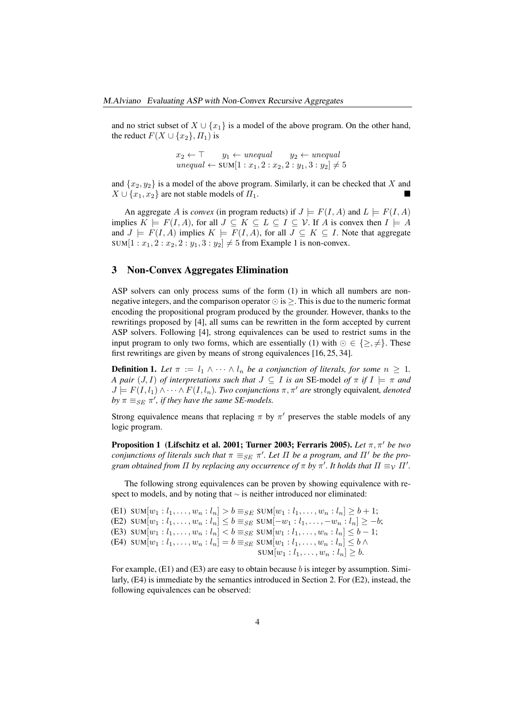and no strict subset of $X \cup \{x_1\}$ is a model of the above program. On the other hand, the reduct $F(X \cup \{x_2\}, \Pi_1)$ is

$$x_2 \leftarrow \top \qquad y_1 \leftarrow \mathit{unequal} \qquad y_2 \leftarrow \mathit{unequal}$$
$$\mathit{unequal} \leftarrow \text{SUM}[1 : x_1, 2 : x_2, 2 : y_1, 3 : y_2] \neq 5$$

and $\{x_2, y_2\}$ is a model of the above program. Similarly, it can be checked that $X$ and $X \cup \{x_1, x_2\}$ are not stable models of $\Pi_1$. ■

An aggregate $A$ is *convex* (in program reducts) if $J \models F(I, A)$ and $L \models F(I, A)$ implies $K \models F(I, A)$, for all $J \subseteq K \subseteq L \subseteq I \subseteq \mathcal{V}$. If $A$ is convex then $I \models A$ and $J \models F(I, A)$ implies $K \models F(I, A)$, for all $J \subseteq K \subseteq I$. Note that aggregate $\text{SUM}[1 : x_1, 2 : x_2, 2 : y_1, 3 : y_2] \neq 5$ from Example 1 is non-convex.

## 3 Non-Convex Aggregates Elimination

ASP solvers can only process sums of the form (1) in which all numbers are non-negative integers, and the comparison operator $\odot$ is $\geq$. This is due to the numeric format encoding the propositional program produced by the grounder. However, thanks to the rewritings proposed by [4], all sums can be rewritten in the form accepted by current ASP solvers. Following [4], strong equivalences can be used to restrict sums in the input program to only two forms, which are essentially (1) with $\odot \in \{\geq, \neq\}$. These first rewritings are given by means of strong equivalences [16, 25, 34].

**Definition 1.** *Let $\pi := l_1 \wedge \cdots \wedge l_n$ be a conjunction of literals, for some $n \geq 1$. A pair $(J, I)$ of interpretations such that $J \subseteq I$ is an* SE-model *of $\pi$ if $I \models \pi$ and $J \models F(I, l_1) \wedge \cdots \wedge F(I, l_n)$. Two conjunctions $\pi, \pi'$ are* strongly equivalent*, denoted by $\pi \equiv_{SE} \pi'$, if they have the same SE-models.*

Strong equivalence means that replacing $\pi$ by $\pi'$ preserves the stable models of any logic program.

**Proposition 1 (Lifschitz et al. 2001; Turner 2003; Ferraris 2005).** *Let $\pi, \pi'$ be two conjunctions of literals such that $\pi \equiv_{SE} \pi'$. Let $\Pi$ be a program, and $\Pi'$ be the program obtained from $\Pi$ by replacing any occurrence of $\pi$ by $\pi'$. It holds that $\Pi \equiv_{\mathcal{V}} \Pi'$.*

The following strong equivalences can be proven by showing equivalence with respect to models, and by noting that $\sim$ is neither introduced nor eliminated:

(E1) $\text{SUM}[w_1 : l_1, \ldots, w_n : l_n] > b \equiv_{SE} \text{SUM}[w_1 : l_1, \ldots, w_n : l_n] \geq b + 1$;
(E2) $\text{SUM}[w_1 : l_1, \ldots, w_n : l_n] \leq b \equiv_{SE} \text{SUM}[-w_1 : l_1, \ldots, -w_n : l_n] \geq -b$;
(E3) $\text{SUM}[w_1 : l_1, \ldots, w_n : l_n] < b \equiv_{SE} \text{SUM}[w_1 : l_1, \ldots, w_n : l_n] \leq b - 1$;
(E4) $\text{SUM}[w_1 : l_1, \ldots, w_n : l_n] = b \equiv_{SE} \text{SUM}[w_1 : l_1, \ldots, w_n : l_n] \leq b \wedge \text{SUM}[w_1 : l_1, \ldots, w_n : l_n] \geq b$.

For example, (E1) and (E3) are easy to obtain because $b$ is integer by assumption. Similarly, (E4) is immediate by the semantics introduced in Section 2. For (E2), instead, the following equivalences can be observed: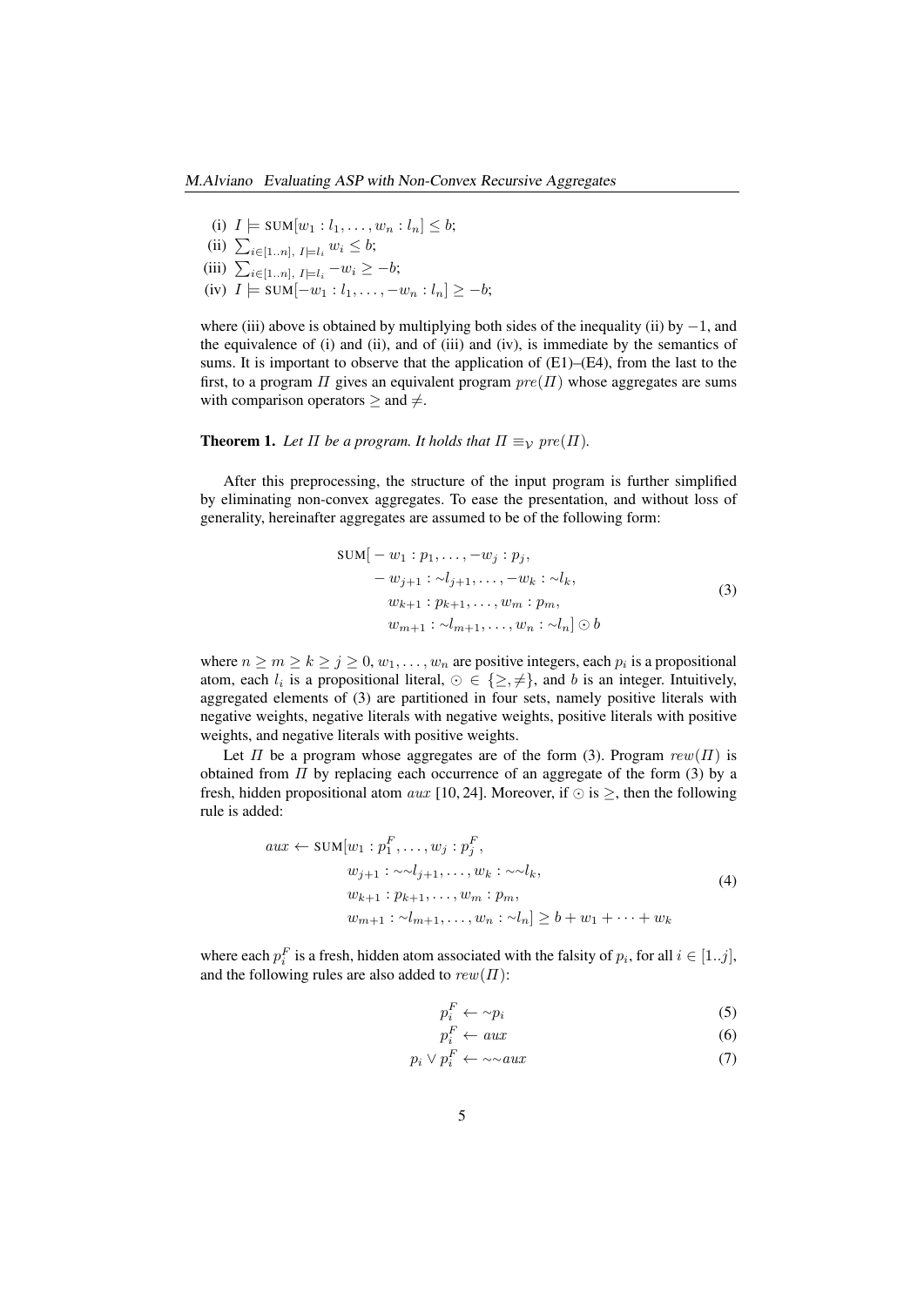(i) $I \models \text{SUM}[w_1 : l_1, \ldots, w_n : l_n] \leq b$;

(ii) $\sum_{i \in [1..n],\ I \models l_i} w_i \leq b$;

(iii) $\sum_{i \in [1..n],\ I \models l_i} -w_i \geq -b$;

(iv) $I \models \text{SUM}[-w_1 : l_1, \ldots, -w_n : l_n] \geq -b$;

where (iii) above is obtained by multiplying both sides of the inequality (ii) by $-1$, and the equivalence of (i) and (ii), and of (iii) and (iv), is immediate by the semantics of sums. It is important to observe that the application of (E1)–(E4), from the last to the first, to a program $\Pi$ gives an equivalent program $pre(\Pi)$ whose aggregates are sums with comparison operators $\geq$ and $\neq$.

**Theorem 1.** *Let $\Pi$ be a program. It holds that $\Pi \equiv_{\mathcal{V}} pre(\Pi)$.*

After this preprocessing, the structure of the input program is further simplified by eliminating non-convex aggregates. To ease the presentation, and without loss of generality, hereinafter aggregates are assumed to be of the following form:

$$
\begin{aligned}
\text{SUM}[&-w_1 : p_1, \ldots, -w_j : p_j, \\
&-w_{j+1} : {\sim}l_{j+1}, \ldots, -w_k : {\sim}l_k, \\
&\quad w_{k+1} : p_{k+1}, \ldots, w_m : p_m, \\
&\quad w_{m+1} : {\sim}l_{m+1}, \ldots, w_n : {\sim}l_n] \odot b
\end{aligned} \tag{3}
$$

where $n \geq m \geq k \geq j \geq 0$, $w_1, \ldots, w_n$ are positive integers, each $p_i$ is a propositional atom, each $l_i$ is a propositional literal, $\odot \in \{\geq, \neq\}$, and $b$ is an integer. Intuitively, aggregated elements of (3) are partitioned in four sets, namely positive literals with negative weights, negative literals with negative weights, positive literals with positive weights, and negative literals with positive weights.

Let $\Pi$ be a program whose aggregates are of the form (3). Program $rew(\Pi)$ is obtained from $\Pi$ by replacing each occurrence of an aggregate of the form (3) by a fresh, hidden propositional atom $aux$ [10, 24]. Moreover, if $\odot$ is $\geq$, then the following rule is added:

$$
\begin{aligned}
aux \leftarrow \text{SUM}[&w_1 : p_1^F, \ldots, w_j : p_j^F, \\
&w_{j+1} : {\sim}{\sim}l_{j+1}, \ldots, w_k : {\sim}{\sim}l_k, \\
&w_{k+1} : p_{k+1}, \ldots, w_m : p_m, \\
&w_{m+1} : {\sim}l_{m+1}, \ldots, w_n : {\sim}l_n] \geq b + w_1 + \cdots + w_k
\end{aligned} \tag{4}
$$

where each $p_i^F$ is a fresh, hidden atom associated with the falsity of $p_i$, for all $i \in [1..j]$, and the following rules are also added to $rew(\Pi)$:

$$p_i^F \leftarrow {\sim}p_i \tag{5}$$

$$p_i^F \leftarrow aux \tag{6}$$

$$p_i \vee p_i^F \leftarrow {\sim}{\sim}aux \tag{7}$$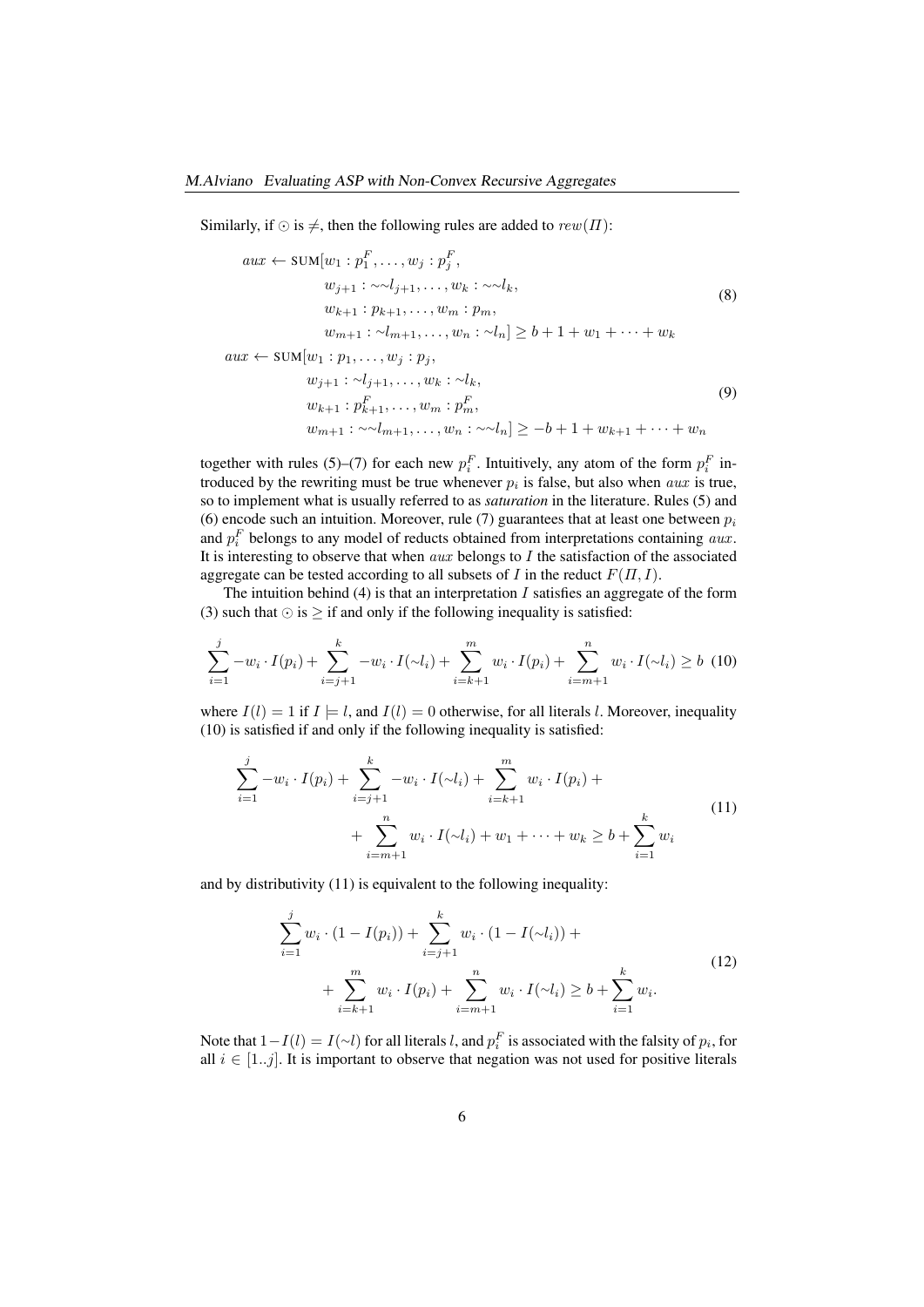Similarly, if $\odot$ is $\neq$, then the following rules are added to $rew(\Pi)$:

$$
\begin{aligned}
aux \leftarrow \text{SUM}[&w_1 : p_1^F, \ldots, w_j : p_j^F, \\
&w_{j+1} : {\sim\sim} l_{j+1}, \ldots, w_k : {\sim\sim} l_k, \\
&w_{k+1} : p_{k+1}, \ldots, w_m : p_m, \\
&w_{m+1} : {\sim} l_{m+1}, \ldots, w_n : {\sim} l_n] \geq b + 1 + w_1 + \cdots + w_k
\end{aligned}
\tag{8}
$$

$$
\begin{aligned}
aux \leftarrow \text{SUM}[&w_1 : p_1, \ldots, w_j : p_j, \\
&w_{j+1} : {\sim} l_{j+1}, \ldots, w_k : {\sim} l_k, \\
&w_{k+1} : p_{k+1}^F, \ldots, w_m : p_m^F, \\
&w_{m+1} : {\sim\sim} l_{m+1}, \ldots, w_n : {\sim\sim} l_n] \geq -b + 1 + w_{k+1} + \cdots + w_n
\end{aligned}
\tag{9}
$$

together with rules (5)–(7) for each new $p_i^F$. Intuitively, any atom of the form $p_i^F$ introduced by the rewriting must be true whenever $p_i$ is false, but also when $aux$ is true, so to implement what is usually referred to as *saturation* in the literature. Rules (5) and (6) encode such an intuition. Moreover, rule (7) guarantees that at least one between $p_i$ and $p_i^F$ belongs to any model of reducts obtained from interpretations containing $aux$. It is interesting to observe that when $aux$ belongs to $I$ the satisfaction of the associated aggregate can be tested according to all subsets of $I$ in the reduct $F(\Pi, I)$.

The intuition behind (4) is that an interpretation $I$ satisfies an aggregate of the form (3) such that $\odot$ is $\geq$ if and only if the following inequality is satisfied:

$$
\sum_{i=1}^{j} -w_i \cdot I(p_i) + \sum_{i=j+1}^{k} -w_i \cdot I({\sim} l_i) + \sum_{i=k+1}^{m} w_i \cdot I(p_i) + \sum_{i=m+1}^{n} w_i \cdot I({\sim} l_i) \geq b \tag{10}
$$

where $I(l) = 1$ if $I \models l$, and $I(l) = 0$ otherwise, for all literals $l$. Moreover, inequality (10) is satisfied if and only if the following inequality is satisfied:

$$
\begin{aligned}
\sum_{i=1}^{j} -w_i \cdot I(p_i) + \sum_{i=j+1}^{k} -w_i \cdot I({\sim} l_i) + \sum_{i=k+1}^{m} w_i \cdot I(p_i) + \\
+ \sum_{i=m+1}^{n} w_i \cdot I({\sim} l_i) + w_1 + \cdots + w_k \geq b + \sum_{i=1}^{k} w_i
\end{aligned}
\tag{11}
$$

and by distributivity (11) is equivalent to the following inequality:

$$
\begin{aligned}
\sum_{i=1}^{j} w_i \cdot (1 - I(p_i)) + \sum_{i=j+1}^{k} w_i \cdot (1 - I({\sim} l_i)) + \\
+ \sum_{i=k+1}^{m} w_i \cdot I(p_i) + \sum_{i=m+1}^{n} w_i \cdot I({\sim} l_i) \geq b + \sum_{i=1}^{k} w_i.
\end{aligned}
\tag{12}
$$

Note that $1 - I(l) = I({\sim} l)$ for all literals $l$, and $p_i^F$ is associated with the falsity of $p_i$, for all $i \in [1..j]$. It is important to observe that negation was not used for positive literals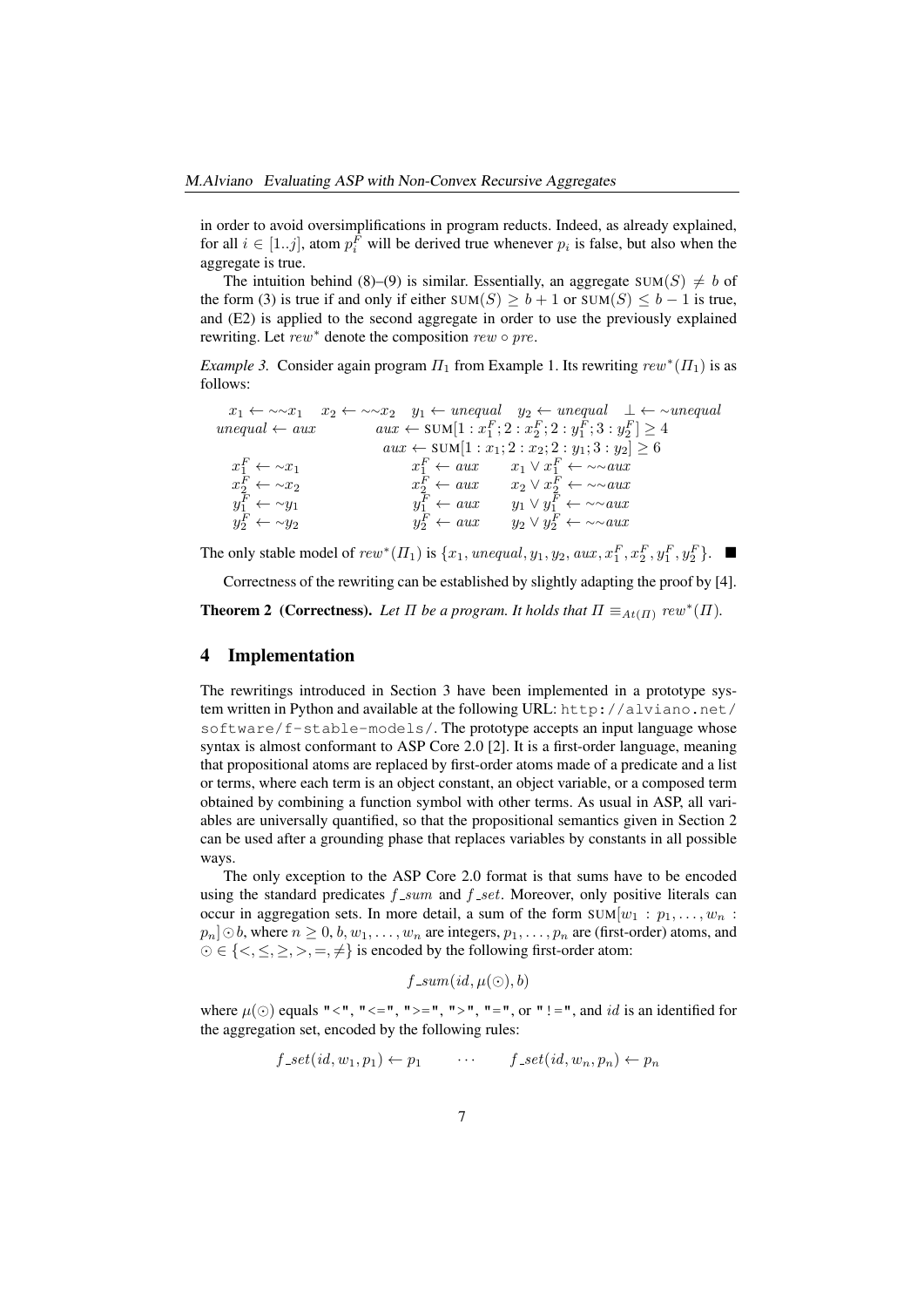in order to avoid oversimplifications in program reducts. Indeed, as already explained, for all $i \in [1..j]$, atom $p_i^F$ will be derived true whenever $p_i$ is false, but also when the aggregate is true.

The intuition behind (8)–(9) is similar. Essentially, an aggregate $\text{SUM}(S) \neq b$ of the form (3) is true if and only if either $\text{SUM}(S) \geq b+1$ or $\text{SUM}(S) \leq b-1$ is true, and (E2) is applied to the second aggregate in order to use the previously explained rewriting. Let $rew^*$ denote the composition $rew \circ pre$.

*Example 3.* Consider again program $\Pi_1$ from Example 1. Its rewriting $rew^*(\Pi_1)$ is as follows:

$$
\begin{array}{llll}
x_1 \leftarrow {\sim\sim} x_1 \quad x_2 \leftarrow {\sim\sim} x_2 & y_1 \leftarrow unequal \quad y_2 \leftarrow unequal & \bot \leftarrow {\sim} unequal & \\
unequal \leftarrow aux & aux \leftarrow \text{SUM}[1 : x_1^F; 2 : x_2^F; 2 : y_1^F; 3 : y_2^F] \geq 4 & & \\
 & aux \leftarrow \text{SUM}[1 : x_1; 2 : x_2; 2 : y_1; 3 : y_2] \geq 6 & & \\
x_1^F \leftarrow {\sim} x_1 & x_1^F \leftarrow aux & x_1 \vee x_1^F \leftarrow {\sim\sim} aux & \\
x_2^F \leftarrow {\sim} x_2 & x_2^F \leftarrow aux & x_2 \vee x_2^F \leftarrow {\sim\sim} aux & \\
y_1^F \leftarrow {\sim} y_1 & y_1^F \leftarrow aux & y_1 \vee y_1^F \leftarrow {\sim\sim} aux & \\
y_2^F \leftarrow {\sim} y_2 & y_2^F \leftarrow aux & y_2 \vee y_2^F \leftarrow {\sim\sim} aux &
\end{array}
$$

The only stable model of $rew^*(\Pi_1)$ is $\{x_1, unequal, y_1, y_2, aux, x_1^F, x_2^F, y_1^F, y_2^F\}$. ■

Correctness of the rewriting can be established by slightly adapting the proof by [4].

**Theorem 2 (Correctness).** *Let $\Pi$ be a program. It holds that $\Pi \equiv_{At(\Pi)} rew^*(\Pi)$.*

## 4 Implementation

The rewritings introduced in Section 3 have been implemented in a prototype system written in Python and available at the following URL: `http://alviano.net/software/f-stable-models/`. The prototype accepts an input language whose syntax is almost conformant to ASP Core 2.0 [2]. It is a first-order language, meaning that propositional atoms are replaced by first-order atoms made of a predicate and a list or terms, where each term is an object constant, an object variable, or a composed term obtained by combining a function symbol with other terms. As usual in ASP, all variables are universally quantified, so that the propositional semantics given in Section 2 can be used after a grounding phase that replaces variables by constants in all possible ways.

The only exception to the ASP Core 2.0 format is that sums have to be encoded using the standard predicates $f\_sum$ and $f\_set$. Moreover, only positive literals can occur in aggregation sets. In more detail, a sum of the form $\text{SUM}[w_1 : p_1, \ldots, w_n : p_n] \odot b$, where $n \geq 0$, $b, w_1, \ldots, w_n$ are integers, $p_1, \ldots, p_n$ are (first-order) atoms, and $\odot \in \{<, \leq, \geq, >, =, \neq\}$ is encoded by the following first-order atom:

$$f\_sum(id, \mu(\odot), b)$$

where $\mu(\odot)$ equals `"<"`, `"<="`, `">="`, `">"`, `"="`, or `"!="`, and $id$ is an identified for the aggregation set, encoded by the following rules:

$$f\_set(id, w_1, p_1) \leftarrow p_1 \qquad \cdots \qquad f\_set(id, w_n, p_n) \leftarrow p_n$$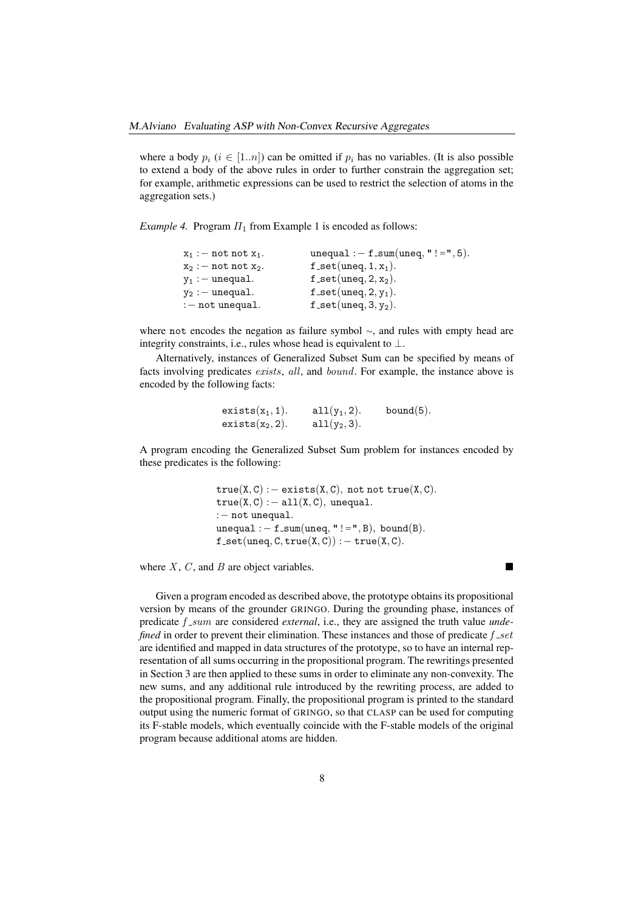where a body $p_i$ ($i \in [1..n]$) can be omitted if $p_i$ has no variables. (It is also possible to extend a body of the above rules in order to further constrain the aggregation set; for example, arithmetic expressions can be used to restrict the selection of atoms in the aggregation sets.)

*Example 4.* Program $\Pi_1$ from Example 1 is encoded as follows:

```
x1 :- not not x1.          unequal :- f_sum(uneq, "!=", 5).
x2 :- not not x2.          f_set(uneq, 1, x1).
y1 :- unequal.             f_set(uneq, 2, x2).
y2 :- unequal.             f_set(uneq, 2, y1).
:- not unequal.            f_set(uneq, 3, y2).
```

where not encodes the negation as failure symbol $\sim$, and rules with empty head are integrity constraints, i.e., rules whose head is equivalent to $\perp$.

Alternatively, instances of Generalized Subset Sum can be specified by means of facts involving predicates $exists$, $all$, and $bound$. For example, the instance above is encoded by the following facts:

```
exists(x1, 1).     all(y1, 2).     bound(5).
exists(x2, 2).     all(y2, 3).
```

A program encoding the Generalized Subset Sum problem for instances encoded by these predicates is the following:

```
true(X, C) :- exists(X, C), not not true(X, C).
true(X, C) :- all(X, C), unequal.
:- not unequal.
unequal :- f_sum(uneq, "!=", B), bound(B).
f_set(uneq, C, true(X, C)) :- true(X, C).
```

where $X$, $C$, and $B$ are object variables. ∎

Given a program encoded as described above, the prototype obtains its propositional version by means of the grounder GRINGO. During the grounding phase, instances of predicate $f\_sum$ are considered *external*, i.e., they are assigned the truth value *undefined* in order to prevent their elimination. These instances and those of predicate $f\_set$ are identified and mapped in data structures of the prototype, so to have an internal representation of all sums occurring in the propositional program. The rewritings presented in Section 3 are then applied to these sums in order to eliminate any non-convexity. The new sums, and any additional rule introduced by the rewriting process, are added to the propositional program. Finally, the propositional program is printed to the standard output using the numeric format of GRINGO, so that CLASP can be used for computing its F-stable models, which eventually coincide with the F-stable models of the original program because additional atoms are hidden.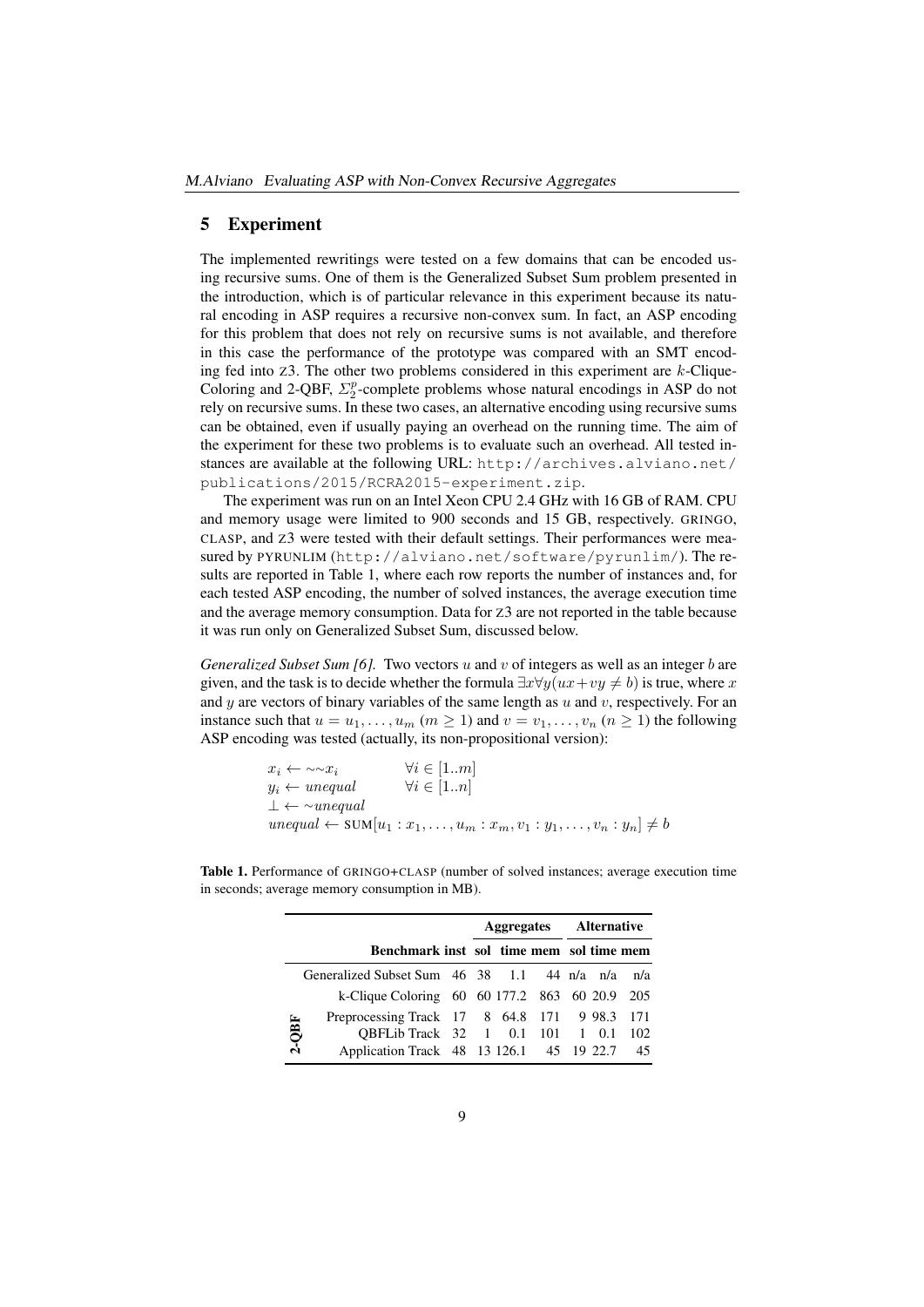## 5 Experiment

The implemented rewritings were tested on a few domains that can be encoded using recursive sums. One of them is the Generalized Subset Sum problem presented in the introduction, which is of particular relevance in this experiment because its natural encoding in ASP requires a recursive non-convex sum. In fact, an ASP encoding for this problem that does not rely on recursive sums is not available, and therefore in this case the performance of the prototype was compared with an SMT encoding fed into Z3. The other two problems considered in this experiment are $k$-Clique-Coloring and 2-QBF, $\Sigma_2^p$-complete problems whose natural encodings in ASP do not rely on recursive sums. In these two cases, an alternative encoding using recursive sums can be obtained, even if usually paying an overhead on the running time. The aim of the experiment for these two problems is to evaluate such an overhead. All tested instances are available at the following URL: http://archives.alviano.net/publications/2015/RCRA2015-experiment.zip.

The experiment was run on an Intel Xeon CPU 2.4 GHz with 16 GB of RAM. CPU and memory usage were limited to 900 seconds and 15 GB, respectively. GRINGO, CLASP, and Z3 were tested with their default settings. Their performances were measured by PYRUNLIM (http://alviano.net/software/pyrunlim/). The results are reported in Table 1, where each row reports the number of instances and, for each tested ASP encoding, the number of solved instances, the average execution time and the average memory consumption. Data for Z3 are not reported in the table because it was run only on Generalized Subset Sum, discussed below.

*Generalized Subset Sum [6].* Two vectors $u$ and $v$ of integers as well as an integer $b$ are given, and the task is to decide whether the formula $\exists x \forall y (ux + vy \neq b)$ is true, where $x$ and $y$ are vectors of binary variables of the same length as $u$ and $v$, respectively. For an instance such that $u = u_1, \ldots, u_m$ ($m \geq 1$) and $v = v_1, \ldots, v_n$ ($n \geq 1$) the following ASP encoding was tested (actually, its non-propositional version):

$$
\begin{array}{ll}
x_i \leftarrow {\sim}{\sim}x_i & \forall i \in [1..m] \\
y_i \leftarrow \mathit{unequal} & \forall i \in [1..n] \\
\bot \leftarrow {\sim}\mathit{unequal} & \\
\mathit{unequal} \leftarrow \mathrm{SUM}[u_1 : x_1, \ldots, u_m : x_m, v_1 : y_1, \ldots, v_n : y_n] \neq b &
\end{array}
$$

**Table 1.** Performance of GRINGO+CLASP (number of solved instances; average execution time in seconds; average memory consumption in MB).

| | Benchmark | inst | Aggregates sol | Aggregates time | Aggregates mem | Alternative sol | Alternative time | Alternative mem |
|---|---|---|---|---|---|---|---|---|
| | Generalized Subset Sum | 46 | 38 | 1.1 | 44 | n/a | n/a | n/a |
| | k-Clique Coloring | 60 | 60 | 177.2 | 863 | 60 | 20.9 | 205 |
| 2-QBF | Preprocessing Track | 17 | 8 | 64.8 | 171 | 9 | 98.3 | 171 |
| 2-QBF | QBFLib Track | 32 | 1 | 0.1 | 101 | 1 | 0.1 | 102 |
| 2-QBF | Application Track | 48 | 13 | 126.1 | 45 | 19 | 22.7 | 45 |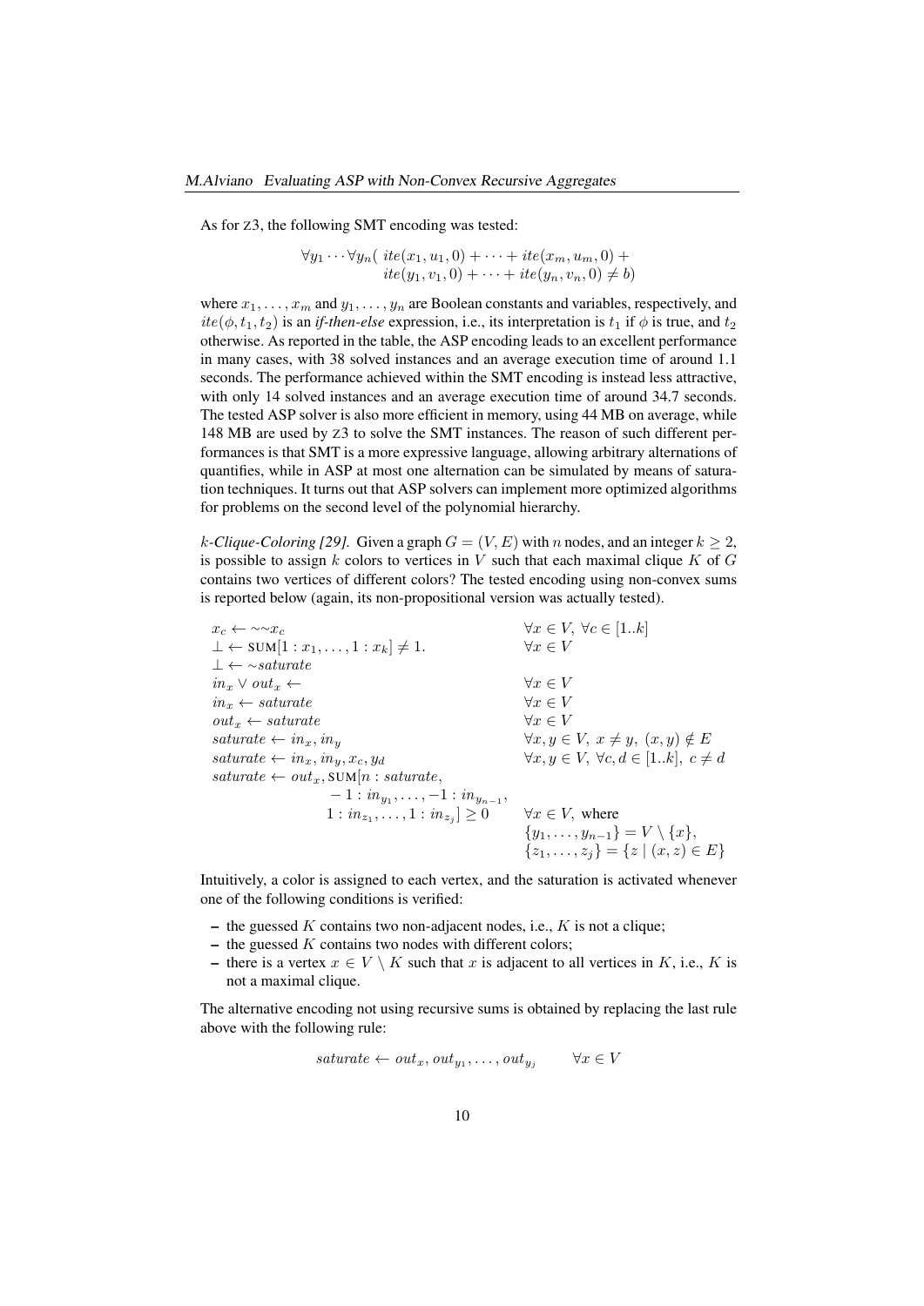As for Z3, the following SMT encoding was tested:

$$\forall y_1 \cdots \forall y_n( \; ite(x_1, u_1, 0) + \cdots + ite(x_m, u_m, 0) + \\ ite(y_1, v_1, 0) + \cdots + ite(y_n, v_n, 0) \neq b)$$

where $x_1, \ldots, x_m$ and $y_1, \ldots, y_n$ are Boolean constants and variables, respectively, and $ite(\phi, t_1, t_2)$ is an *if-then-else* expression, i.e., its interpretation is $t_1$ if $\phi$ is true, and $t_2$ otherwise. As reported in the table, the ASP encoding leads to an excellent performance in many cases, with 38 solved instances and an average execution time of around 1.1 seconds. The performance achieved within the SMT encoding is instead less attractive, with only 14 solved instances and an average execution time of around 34.7 seconds. The tested ASP solver is also more efficient in memory, using 44 MB on average, while 148 MB are used by Z3 to solve the SMT instances. The reason of such different performances is that SMT is a more expressive language, allowing arbitrary alternations of quantifies, while in ASP at most one alternation can be simulated by means of saturation techniques. It turns out that ASP solvers can implement more optimized algorithms for problems on the second level of the polynomial hierarchy.

*$k$-Clique-Coloring [29].* Given a graph $G = (V, E)$ with $n$ nodes, and an integer $k \geq 2$, is possible to assign $k$ colors to vertices in $V$ such that each maximal clique $K$ of $G$ contains two vertices of different colors? The tested encoding using non-convex sums is reported below (again, its non-propositional version was actually tested).

$$
\begin{array}{ll}
x_c \leftarrow {\sim}{\sim} x_c & \forall x \in V, \ \forall c \in [1..k] \\
\bot \leftarrow \text{SUM}[1 : x_1, \ldots, 1 : x_k] \neq 1. & \forall x \in V \\
\bot \leftarrow {\sim} saturate & \\
in_x \vee out_x \leftarrow & \forall x \in V \\
in_x \leftarrow saturate & \forall x \in V \\
out_x \leftarrow saturate & \forall x \in V \\
saturate \leftarrow in_x, in_y & \forall x, y \in V, \ x \neq y, \ (x, y) \notin E \\
saturate \leftarrow in_x, in_y, x_c, y_d & \forall x, y \in V, \ \forall c, d \in [1..k], \ c \neq d \\
saturate \leftarrow out_x, \text{SUM}[n : saturate, & \\
\qquad -1 : in_{y_1}, \ldots, -1 : in_{y_{n-1}}, & \\
\qquad 1 : in_{z_1}, \ldots, 1 : in_{z_j}] \geq 0 & \forall x \in V, \text{ where} \\
& \{y_1, \ldots, y_{n-1}\} = V \setminus \{x\}, \\
& \{z_1, \ldots, z_j\} = \{z \mid (x, z) \in E\}
\end{array}
$$

Intuitively, a color is assigned to each vertex, and the saturation is activated whenever one of the following conditions is verified:

- the guessed $K$ contains two non-adjacent nodes, i.e., $K$ is not a clique;
- the guessed $K$ contains two nodes with different colors;
- there is a vertex $x \in V \setminus K$ such that $x$ is adjacent to all vertices in $K$, i.e., $K$ is not a maximal clique.

The alternative encoding not using recursive sums is obtained by replacing the last rule above with the following rule:

$$saturate \leftarrow out_x, out_{y_1}, \ldots, out_{y_j} \qquad \forall x \in V$$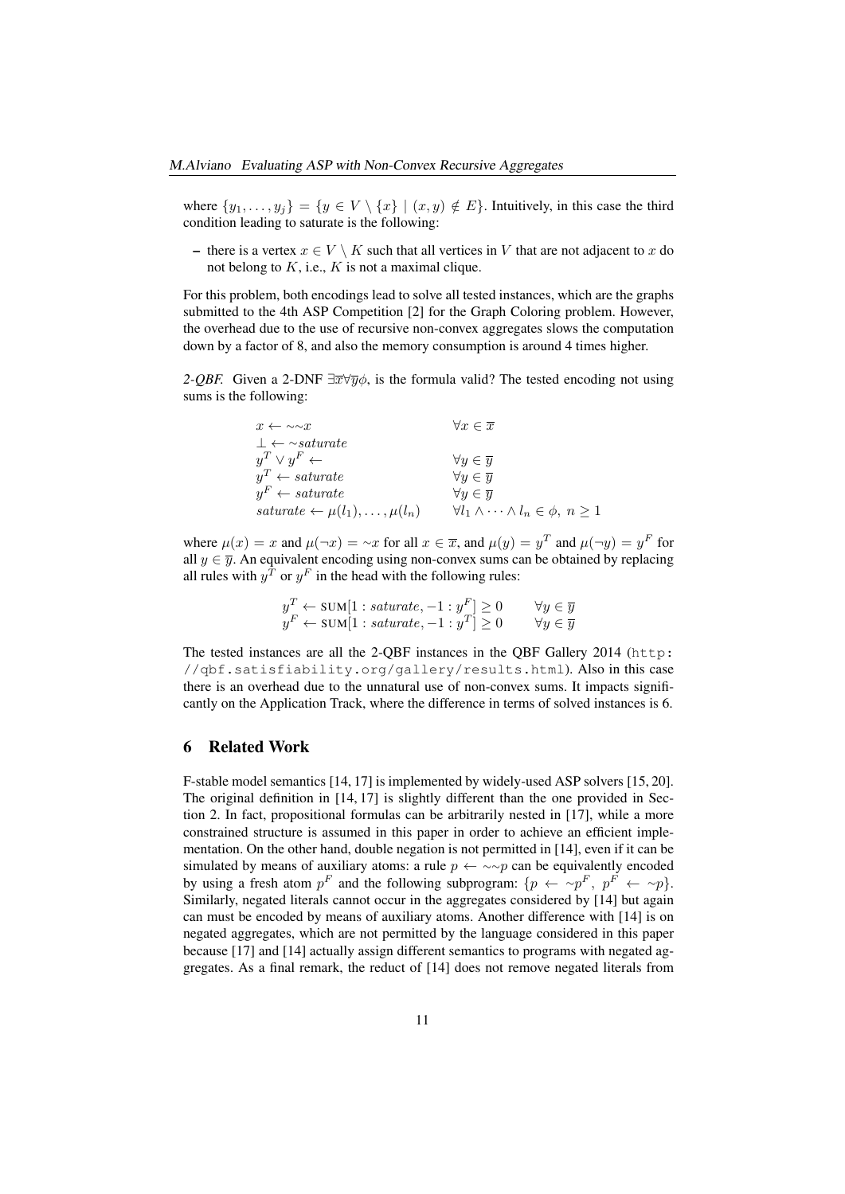where $\{y_1, \ldots, y_j\} = \{y \in V \setminus \{x\} \mid (x, y) \notin E\}$. Intuitively, in this case the third condition leading to saturate is the following:

– there is a vertex $x \in V \setminus K$ such that all vertices in $V$ that are not adjacent to $x$ do not belong to $K$, i.e., $K$ is not a maximal clique.

For this problem, both encodings lead to solve all tested instances, which are the graphs submitted to the 4th ASP Competition [2] for the Graph Coloring problem. However, the overhead due to the use of recursive non-convex aggregates slows the computation down by a factor of 8, and also the memory consumption is around 4 times higher.

*2-QBF.* Given a 2-DNF $\exists\overline{x}\forall\overline{y}\phi$, is the formula valid? The tested encoding not using sums is the following:

$$
\begin{array}{ll}
x \leftarrow {\sim}{\sim}x & \forall x \in \overline{x} \\
\bot \leftarrow {\sim}\mathit{saturate} & \\
y^T \vee y^F \leftarrow & \forall y \in \overline{y} \\
y^T \leftarrow \mathit{saturate} & \forall y \in \overline{y} \\
y^F \leftarrow \mathit{saturate} & \forall y \in \overline{y} \\
\mathit{saturate} \leftarrow \mu(l_1), \ldots, \mu(l_n) & \forall l_1 \wedge \cdots \wedge l_n \in \phi,\ n \geq 1
\end{array}
$$

where $\mu(x) = x$ and $\mu(\neg x) = {\sim}x$ for all $x \in \overline{x}$, and $\mu(y) = y^T$ and $\mu(\neg y) = y^F$ for all $y \in \overline{y}$. An equivalent encoding using non-convex sums can be obtained by replacing all rules with $y^T$ or $y^F$ in the head with the following rules:

$$
\begin{array}{ll}
y^T \leftarrow \text{SUM}[1 : \mathit{saturate}, -1 : y^F] \geq 0 & \forall y \in \overline{y} \\
y^F \leftarrow \text{SUM}[1 : \mathit{saturate}, -1 : y^T] \geq 0 & \forall y \in \overline{y}
\end{array}
$$

The tested instances are all the 2-QBF instances in the QBF Gallery 2014 (`http://qbf.satisfiability.org/gallery/results.html`). Also in this case there is an overhead due to the unnatural use of non-convex sums. It impacts significantly on the Application Track, where the difference in terms of solved instances is 6.

## 6 Related Work

F-stable model semantics [14, 17] is implemented by widely-used ASP solvers [15, 20]. The original definition in [14, 17] is slightly different than the one provided in Section 2. In fact, propositional formulas can be arbitrarily nested in [17], while a more constrained structure is assumed in this paper in order to achieve an efficient implementation. On the other hand, double negation is not permitted in [14], even if it can be simulated by means of auxiliary atoms: a rule $p \leftarrow {\sim}{\sim}p$ can be equivalently encoded by using a fresh atom $p^F$ and the following subprogram: $\{p \leftarrow {\sim}p^F,\ p^F \leftarrow {\sim}p\}$. Similarly, negated literals cannot occur in the aggregates considered by [14] but again can must be encoded by means of auxiliary atoms. Another difference with [14] is on negated aggregates, which are not permitted by the language considered in this paper because [17] and [14] actually assign different semantics to programs with negated aggregates. As a final remark, the reduct of [14] does not remove negated literals from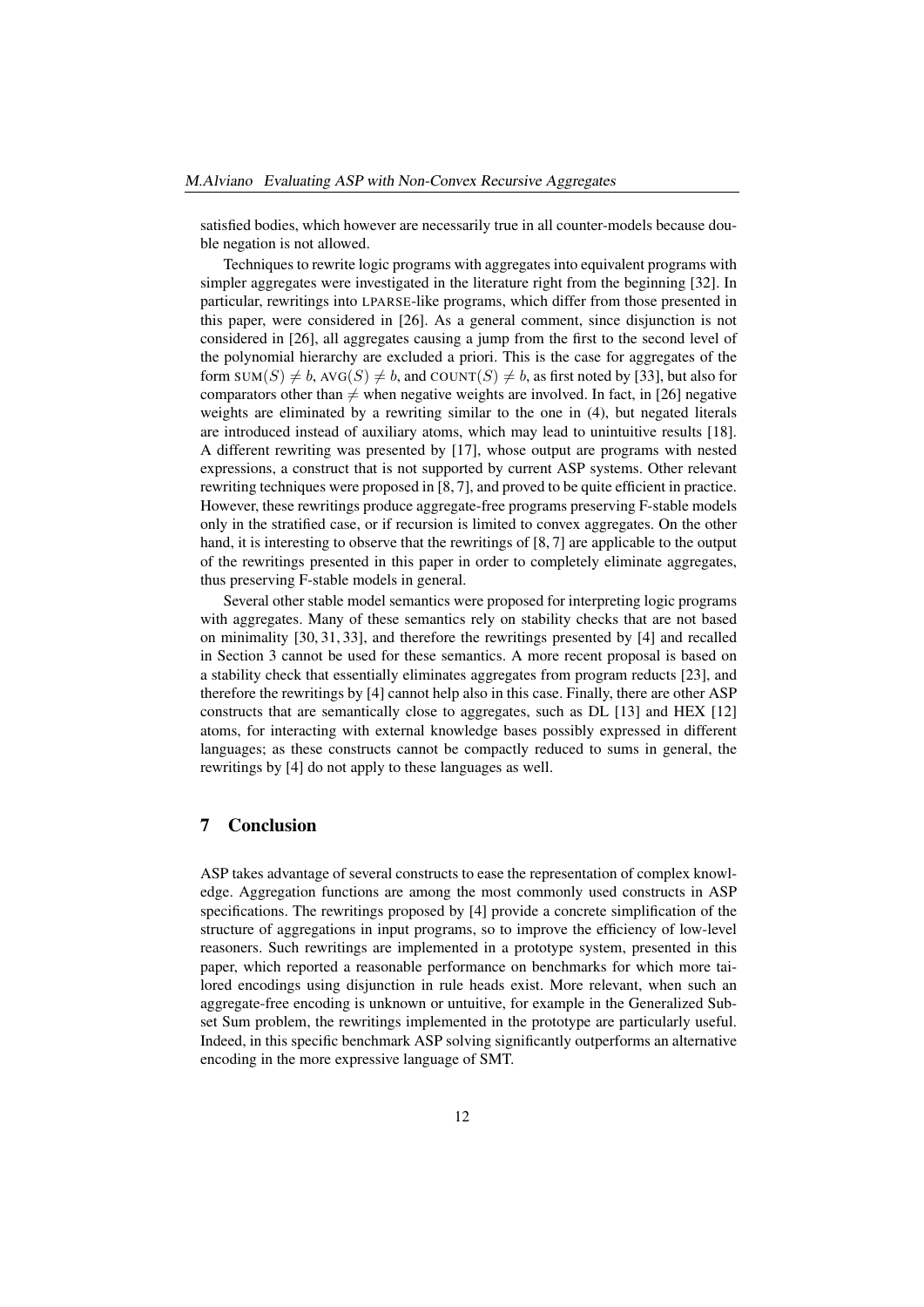satisfied bodies, which however are necessarily true in all counter-models because double negation is not allowed.

Techniques to rewrite logic programs with aggregates into equivalent programs with simpler aggregates were investigated in the literature right from the beginning [32]. In particular, rewritings into LPARSE-like programs, which differ from those presented in this paper, were considered in [26]. As a general comment, since disjunction is not considered in [26], all aggregates causing a jump from the first to the second level of the polynomial hierarchy are excluded a priori. This is the case for aggregates of the form $\text{SUM}(S) \neq b$, $\text{AVG}(S) \neq b$, and $\text{COUNT}(S) \neq b$, as first noted by [33], but also for comparators other than $\neq$ when negative weights are involved. In fact, in [26] negative weights are eliminated by a rewriting similar to the one in (4), but negated literals are introduced instead of auxiliary atoms, which may lead to unintuitive results [18]. A different rewriting was presented by [17], whose output are programs with nested expressions, a construct that is not supported by current ASP systems. Other relevant rewriting techniques were proposed in [8, 7], and proved to be quite efficient in practice. However, these rewritings produce aggregate-free programs preserving F-stable models only in the stratified case, or if recursion is limited to convex aggregates. On the other hand, it is interesting to observe that the rewritings of [8, 7] are applicable to the output of the rewritings presented in this paper in order to completely eliminate aggregates, thus preserving F-stable models in general.

Several other stable model semantics were proposed for interpreting logic programs with aggregates. Many of these semantics rely on stability checks that are not based on minimality [30, 31, 33], and therefore the rewritings presented by [4] and recalled in Section 3 cannot be used for these semantics. A more recent proposal is based on a stability check that essentially eliminates aggregates from program reducts [23], and therefore the rewritings by [4] cannot help also in this case. Finally, there are other ASP constructs that are semantically close to aggregates, such as DL [13] and HEX [12] atoms, for interacting with external knowledge bases possibly expressed in different languages; as these constructs cannot be compactly reduced to sums in general, the rewritings by [4] do not apply to these languages as well.

## 7 Conclusion

ASP takes advantage of several constructs to ease the representation of complex knowledge. Aggregation functions are among the most commonly used constructs in ASP specifications. The rewritings proposed by [4] provide a concrete simplification of the structure of aggregations in input programs, so to improve the efficiency of low-level reasoners. Such rewritings are implemented in a prototype system, presented in this paper, which reported a reasonable performance on benchmarks for which more tailored encodings using disjunction in rule heads exist. More relevant, when such an aggregate-free encoding is unknown or untuitive, for example in the Generalized Subset Sum problem, the rewritings implemented in the prototype are particularly useful. Indeed, in this specific benchmark ASP solving significantly outperforms an alternative encoding in the more expressive language of SMT.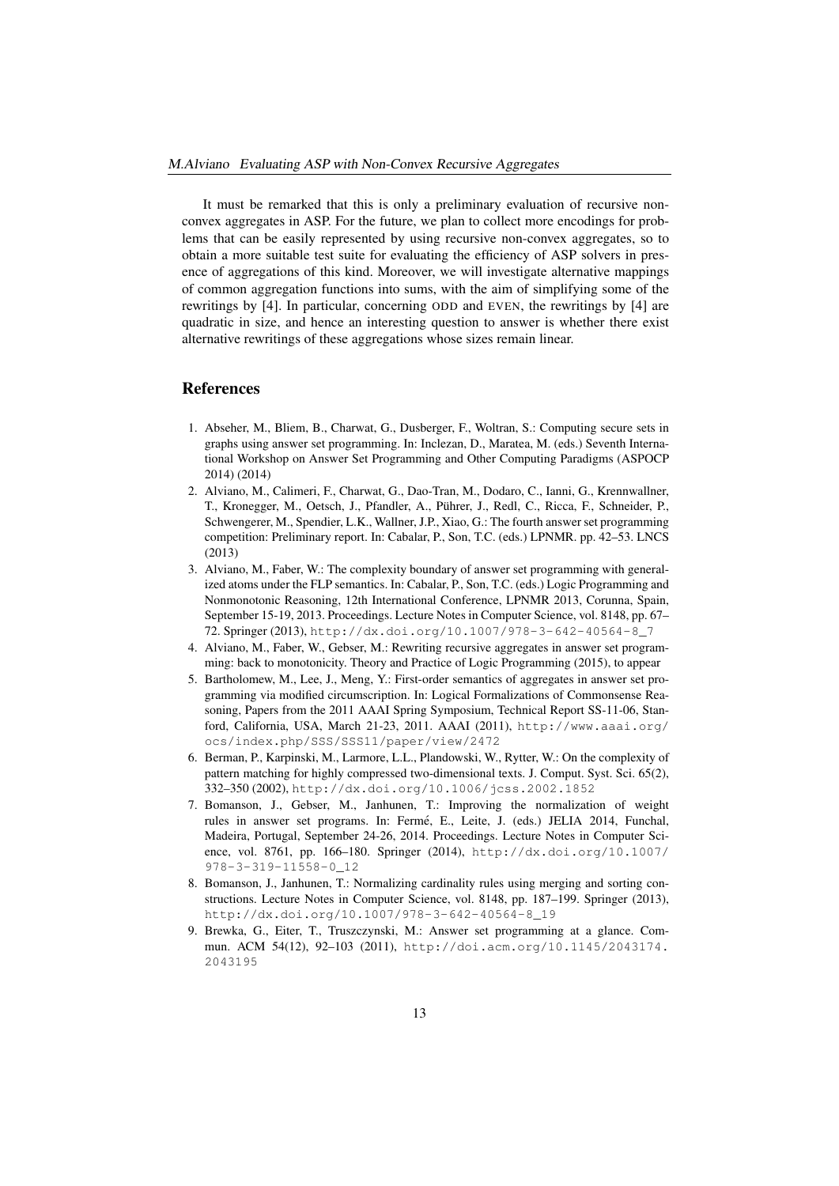It must be remarked that this is only a preliminary evaluation of recursive non-convex aggregates in ASP. For the future, we plan to collect more encodings for problems that can be easily represented by using recursive non-convex aggregates, so to obtain a more suitable test suite for evaluating the efficiency of ASP solvers in presence of aggregations of this kind. Moreover, we will investigate alternative mappings of common aggregation functions into sums, with the aim of simplifying some of the rewritings by [4]. In particular, concerning ODD and EVEN, the rewritings by [4] are quadratic in size, and hence an interesting question to answer is whether there exist alternative rewritings of these aggregations whose sizes remain linear.

## References

1. Abseher, M., Bliem, B., Charwat, G., Dusberger, F., Woltran, S.: Computing secure sets in graphs using answer set programming. In: Inclezan, D., Maratea, M. (eds.) Seventh International Workshop on Answer Set Programming and Other Computing Paradigms (ASPOCP 2014) (2014)
2. Alviano, M., Calimeri, F., Charwat, G., Dao-Tran, M., Dodaro, C., Ianni, G., Krennwallner, T., Kronegger, M., Oetsch, J., Pfandler, A., Pührer, J., Redl, C., Ricca, F., Schneider, P., Schwengerer, M., Spendier, L.K., Wallner, J.P., Xiao, G.: The fourth answer set programming competition: Preliminary report. In: Cabalar, P., Son, T.C. (eds.) LPNMR. pp. 42–53. LNCS (2013)
3. Alviano, M., Faber, W.: The complexity boundary of answer set programming with generalized atoms under the FLP semantics. In: Cabalar, P., Son, T.C. (eds.) Logic Programming and Nonmonotonic Reasoning, 12th International Conference, LPNMR 2013, Corunna, Spain, September 15-19, 2013. Proceedings. Lecture Notes in Computer Science, vol. 8148, pp. 67–72. Springer (2013), http://dx.doi.org/10.1007/978-3-642-40564-8_7
4. Alviano, M., Faber, W., Gebser, M.: Rewriting recursive aggregates in answer set programming: back to monotonicity. Theory and Practice of Logic Programming (2015), to appear
5. Bartholomew, M., Lee, J., Meng, Y.: First-order semantics of aggregates in answer set programming via modified circumscription. In: Logical Formalizations of Commonsense Reasoning, Papers from the 2011 AAAI Spring Symposium, Technical Report SS-11-06, Stanford, California, USA, March 21-23, 2011. AAAI (2011), http://www.aaai.org/ocs/index.php/SSS/SSS11/paper/view/2472
6. Berman, P., Karpinski, M., Larmore, L.L., Plandowski, W., Rytter, W.: On the complexity of pattern matching for highly compressed two-dimensional texts. J. Comput. Syst. Sci. 65(2), 332–350 (2002), http://dx.doi.org/10.1006/jcss.2002.1852
7. Bomanson, J., Gebser, M., Janhunen, T.: Improving the normalization of weight rules in answer set programs. In: Fermé, E., Leite, J. (eds.) JELIA 2014, Funchal, Madeira, Portugal, September 24-26, 2014. Proceedings. Lecture Notes in Computer Science, vol. 8761, pp. 166–180. Springer (2014), http://dx.doi.org/10.1007/978-3-319-11558-0_12
8. Bomanson, J., Janhunen, T.: Normalizing cardinality rules using merging and sorting constructions. Lecture Notes in Computer Science, vol. 8148, pp. 187–199. Springer (2013), http://dx.doi.org/10.1007/978-3-642-40564-8_19
9. Brewka, G., Eiter, T., Truszczynski, M.: Answer set programming at a glance. Commun. ACM 54(12), 92–103 (2011), http://doi.acm.org/10.1145/2043174.2043195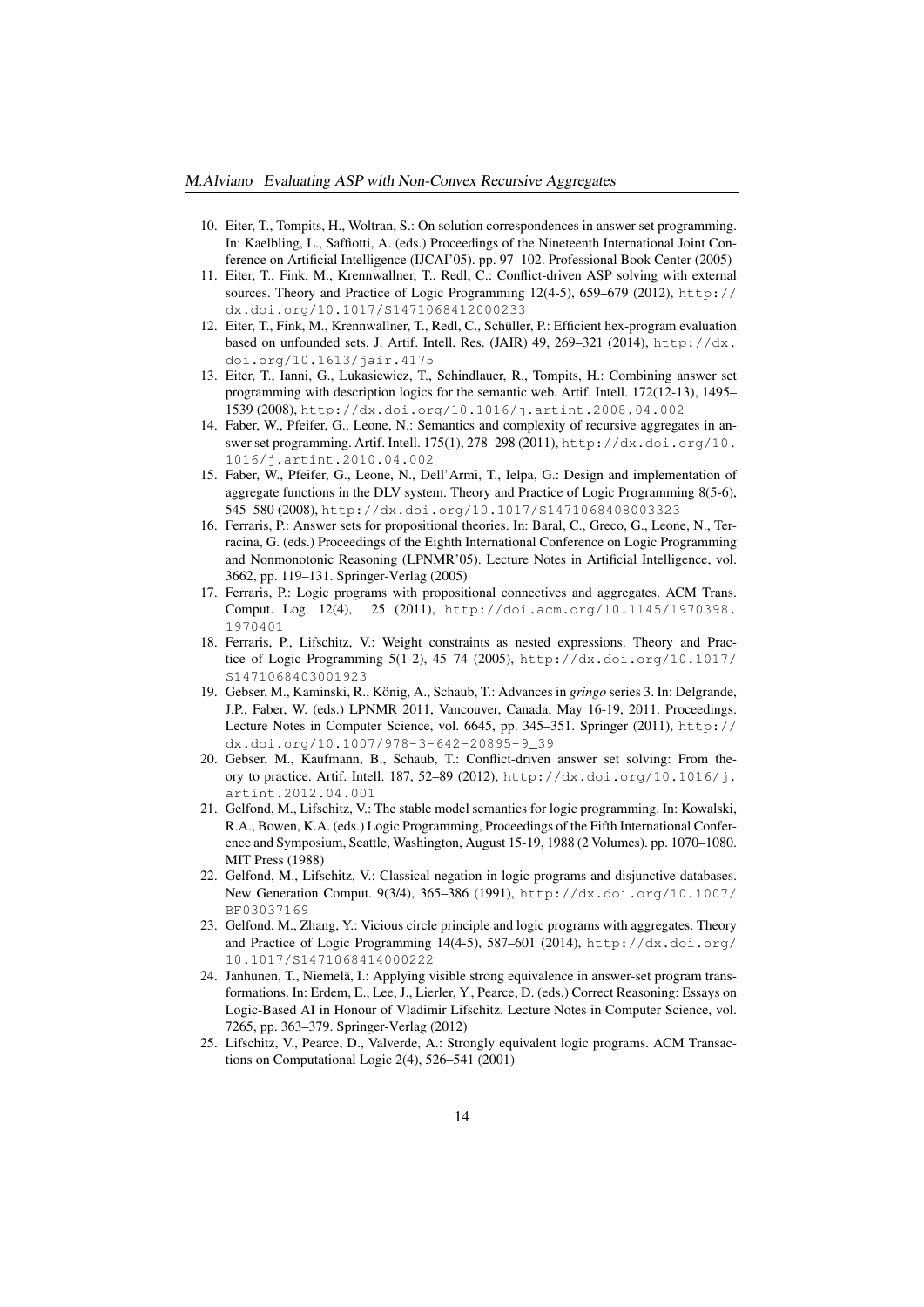10. Eiter, T., Tompits, H., Woltran, S.: On solution correspondences in answer set programming. In: Kaelbling, L., Saffiotti, A. (eds.) Proceedings of the Nineteenth International Joint Conference on Artificial Intelligence (IJCAI'05). pp. 97–102. Professional Book Center (2005)
11. Eiter, T., Fink, M., Krennwallner, T., Redl, C.: Conflict-driven ASP solving with external sources. Theory and Practice of Logic Programming 12(4-5), 659–679 (2012), `http://dx.doi.org/10.1017/S1471068412000233`
12. Eiter, T., Fink, M., Krennwallner, T., Redl, C., Schüller, P.: Efficient hex-program evaluation based on unfounded sets. J. Artif. Intell. Res. (JAIR) 49, 269–321 (2014), `http://dx.doi.org/10.1613/jair.4175`
13. Eiter, T., Ianni, G., Lukasiewicz, T., Schindlauer, R., Tompits, H.: Combining answer set programming with description logics for the semantic web. Artif. Intell. 172(12-13), 1495–1539 (2008), `http://dx.doi.org/10.1016/j.artint.2008.04.002`
14. Faber, W., Pfeifer, G., Leone, N.: Semantics and complexity of recursive aggregates in answer set programming. Artif. Intell. 175(1), 278–298 (2011), `http://dx.doi.org/10.1016/j.artint.2010.04.002`
15. Faber, W., Pfeifer, G., Leone, N., Dell'Armi, T., Ielpa, G.: Design and implementation of aggregate functions in the DLV system. Theory and Practice of Logic Programming 8(5-6), 545–580 (2008), `http://dx.doi.org/10.1017/S1471068408003323`
16. Ferraris, P.: Answer sets for propositional theories. In: Baral, C., Greco, G., Leone, N., Terracina, G. (eds.) Proceedings of the Eighth International Conference on Logic Programming and Nonmonotonic Reasoning (LPNMR'05). Lecture Notes in Artificial Intelligence, vol. 3662, pp. 119–131. Springer-Verlag (2005)
17. Ferraris, P.: Logic programs with propositional connectives and aggregates. ACM Trans. Comput. Log. 12(4), 25 (2011), `http://doi.acm.org/10.1145/1970398.1970401`
18. Ferraris, P., Lifschitz, V.: Weight constraints as nested expressions. Theory and Practice of Logic Programming 5(1-2), 45–74 (2005), `http://dx.doi.org/10.1017/S1471068403001923`
19. Gebser, M., Kaminski, R., König, A., Schaub, T.: Advances in *gringo* series 3. In: Delgrande, J.P., Faber, W. (eds.) LPNMR 2011, Vancouver, Canada, May 16-19, 2011. Proceedings. Lecture Notes in Computer Science, vol. 6645, pp. 345–351. Springer (2011), `http://dx.doi.org/10.1007/978-3-642-20895-9_39`
20. Gebser, M., Kaufmann, B., Schaub, T.: Conflict-driven answer set solving: From theory to practice. Artif. Intell. 187, 52–89 (2012), `http://dx.doi.org/10.1016/j.artint.2012.04.001`
21. Gelfond, M., Lifschitz, V.: The stable model semantics for logic programming. In: Kowalski, R.A., Bowen, K.A. (eds.) Logic Programming, Proceedings of the Fifth International Conference and Symposium, Seattle, Washington, August 15-19, 1988 (2 Volumes). pp. 1070–1080. MIT Press (1988)
22. Gelfond, M., Lifschitz, V.: Classical negation in logic programs and disjunctive databases. New Generation Comput. 9(3/4), 365–386 (1991), `http://dx.doi.org/10.1007/BF03037169`
23. Gelfond, M., Zhang, Y.: Vicious circle principle and logic programs with aggregates. Theory and Practice of Logic Programming 14(4-5), 587–601 (2014), `http://dx.doi.org/10.1017/S1471068414000222`
24. Janhunen, T., Niemelä, I.: Applying visible strong equivalence in answer-set program transformations. In: Erdem, E., Lee, J., Lierler, Y., Pearce, D. (eds.) Correct Reasoning: Essays on Logic-Based AI in Honour of Vladimir Lifschitz. Lecture Notes in Computer Science, vol. 7265, pp. 363–379. Springer-Verlag (2012)
25. Lifschitz, V., Pearce, D., Valverde, A.: Strongly equivalent logic programs. ACM Transactions on Computational Logic 2(4), 526–541 (2001)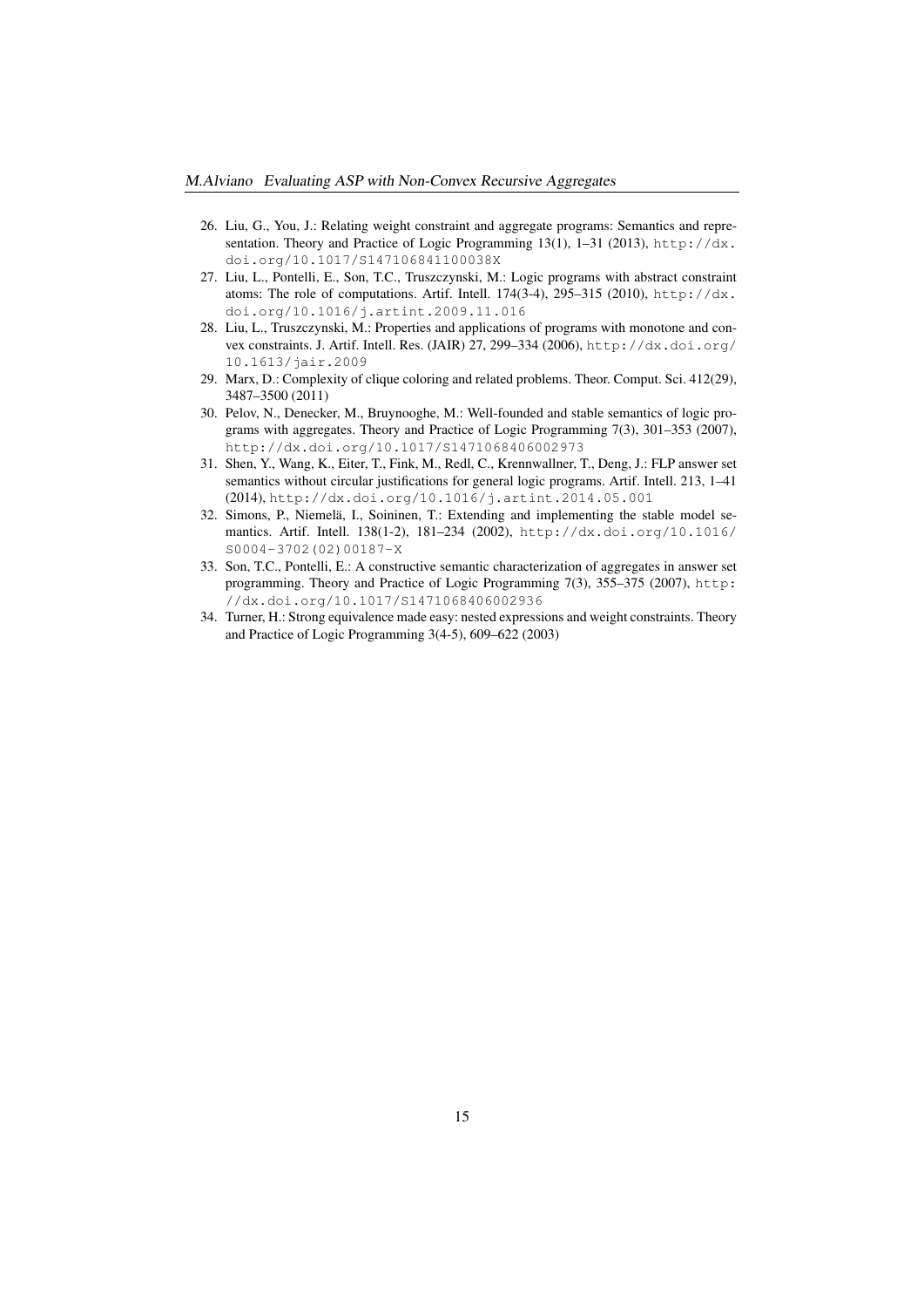26. Liu, G., You, J.: Relating weight constraint and aggregate programs: Semantics and representation. Theory and Practice of Logic Programming 13(1), 1–31 (2013), http://dx.doi.org/10.1017/S147106841100038X
27. Liu, L., Pontelli, E., Son, T.C., Truszczynski, M.: Logic programs with abstract constraint atoms: The role of computations. Artif. Intell. 174(3-4), 295–315 (2010), http://dx.doi.org/10.1016/j.artint.2009.11.016
28. Liu, L., Truszczynski, M.: Properties and applications of programs with monotone and convex constraints. J. Artif. Intell. Res. (JAIR) 27, 299–334 (2006), http://dx.doi.org/10.1613/jair.2009
29. Marx, D.: Complexity of clique coloring and related problems. Theor. Comput. Sci. 412(29), 3487–3500 (2011)
30. Pelov, N., Denecker, M., Bruynooghe, M.: Well-founded and stable semantics of logic programs with aggregates. Theory and Practice of Logic Programming 7(3), 301–353 (2007), http://dx.doi.org/10.1017/S1471068406002973
31. Shen, Y., Wang, K., Eiter, T., Fink, M., Redl, C., Krennwallner, T., Deng, J.: FLP answer set semantics without circular justifications for general logic programs. Artif. Intell. 213, 1–41 (2014), http://dx.doi.org/10.1016/j.artint.2014.05.001
32. Simons, P., Niemelä, I., Soininen, T.: Extending and implementing the stable model semantics. Artif. Intell. 138(1-2), 181–234 (2002), http://dx.doi.org/10.1016/S0004-3702(02)00187-X
33. Son, T.C., Pontelli, E.: A constructive semantic characterization of aggregates in answer set programming. Theory and Practice of Logic Programming 7(3), 355–375 (2007), http://dx.doi.org/10.1017/S1471068406002936
34. Turner, H.: Strong equivalence made easy: nested expressions and weight constraints. Theory and Practice of Logic Programming 3(4-5), 609–622 (2003)